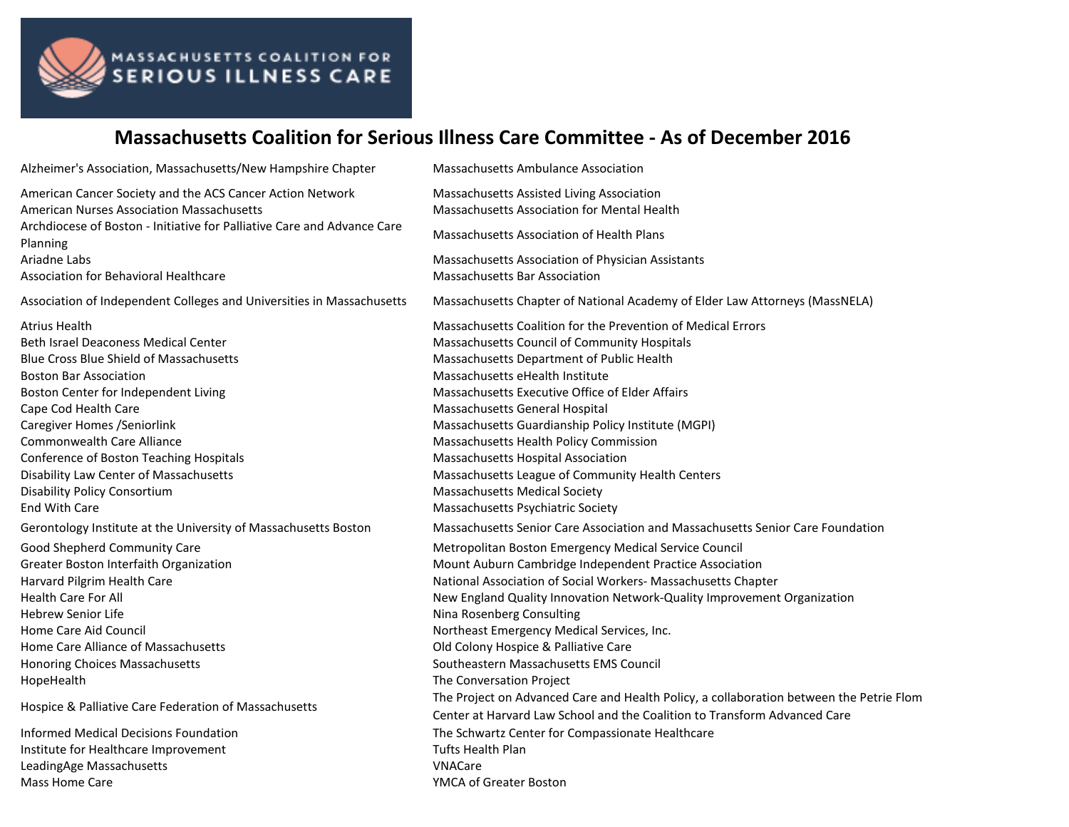MASSACHUSETTS COALITION FOR SERIOUS ILLNESS CARE

# Massachusetts Coalition for Serious Illness Care Committee - As of December 2016

Alzheimer's Association, Massachusetts/New Hampshire Chapter
American Cancer Society and the ACS Cancer Action Network
American Nurses Association Massachusetts
Archdiocese of Boston - Initiative for Palliative Care and Advance Care Planning
Ariadne Labs
Association for Behavioral Healthcare
Association of Independent Colleges and Universities in Massachusetts
Atrius Health
Beth Israel Deaconess Medical Center
Blue Cross Blue Shield of Massachusetts
Boston Bar Association
Boston Center for Independent Living
Cape Cod Health Care
Caregiver Homes /Seniorlink
Commonwealth Care Alliance
Conference of Boston Teaching Hospitals
Disability Law Center of Massachusetts
Disability Policy Consortium
End With Care
Gerontology Institute at the University of Massachusetts Boston
Good Shepherd Community Care
Greater Boston Interfaith Organization
Harvard Pilgrim Health Care
Health Care For All
Hebrew Senior Life
Home Care Aid Council
Home Care Alliance of Massachusetts
Honoring Choices Massachusetts
HopeHealth
Hospice & Palliative Care Federation of Massachusetts
Informed Medical Decisions Foundation
Institute for Healthcare Improvement
LeadingAge Massachusetts
Mass Home Care
Massachusetts Ambulance Association
Massachusetts Assisted Living Association
Massachusetts Association for Mental Health
Massachusetts Association of Health Plans
Massachusetts Association of Physician Assistants
Massachusetts Bar Association
Massachusetts Chapter of National Academy of Elder Law Attorneys (MassNELA)
Massachusetts Coalition for the Prevention of Medical Errors
Massachusetts Council of Community Hospitals
Massachusetts Department of Public Health
Massachusetts eHealth Institute
Massachusetts Executive Office of Elder Affairs
Massachusetts General Hospital
Massachusetts Guardianship Policy Institute (MGPI)
Massachusetts Health Policy Commission
Massachusetts Hospital Association
Massachusetts League of Community Health Centers
Massachusetts Medical Society
Massachusetts Psychiatric Society
Massachusetts Senior Care Association and Massachusetts Senior Care Foundation
Metropolitan Boston Emergency Medical Service Council
Mount Auburn Cambridge Independent Practice Association
National Association of Social Workers- Massachusetts Chapter
New England Quality Innovation Network-Quality Improvement Organization
Nina Rosenberg Consulting
Northeast Emergency Medical Services, Inc.
Old Colony Hospice & Palliative Care
Southeastern Massachusetts EMS Council
The Conversation Project
The Project on Advanced Care and Health Policy, a collaboration between the Petrie Flom Center at Harvard Law School and the Coalition to Transform Advanced Care
The Schwartz Center for Compassionate Healthcare
Tufts Health Plan
VNACare
YMCA of Greater Boston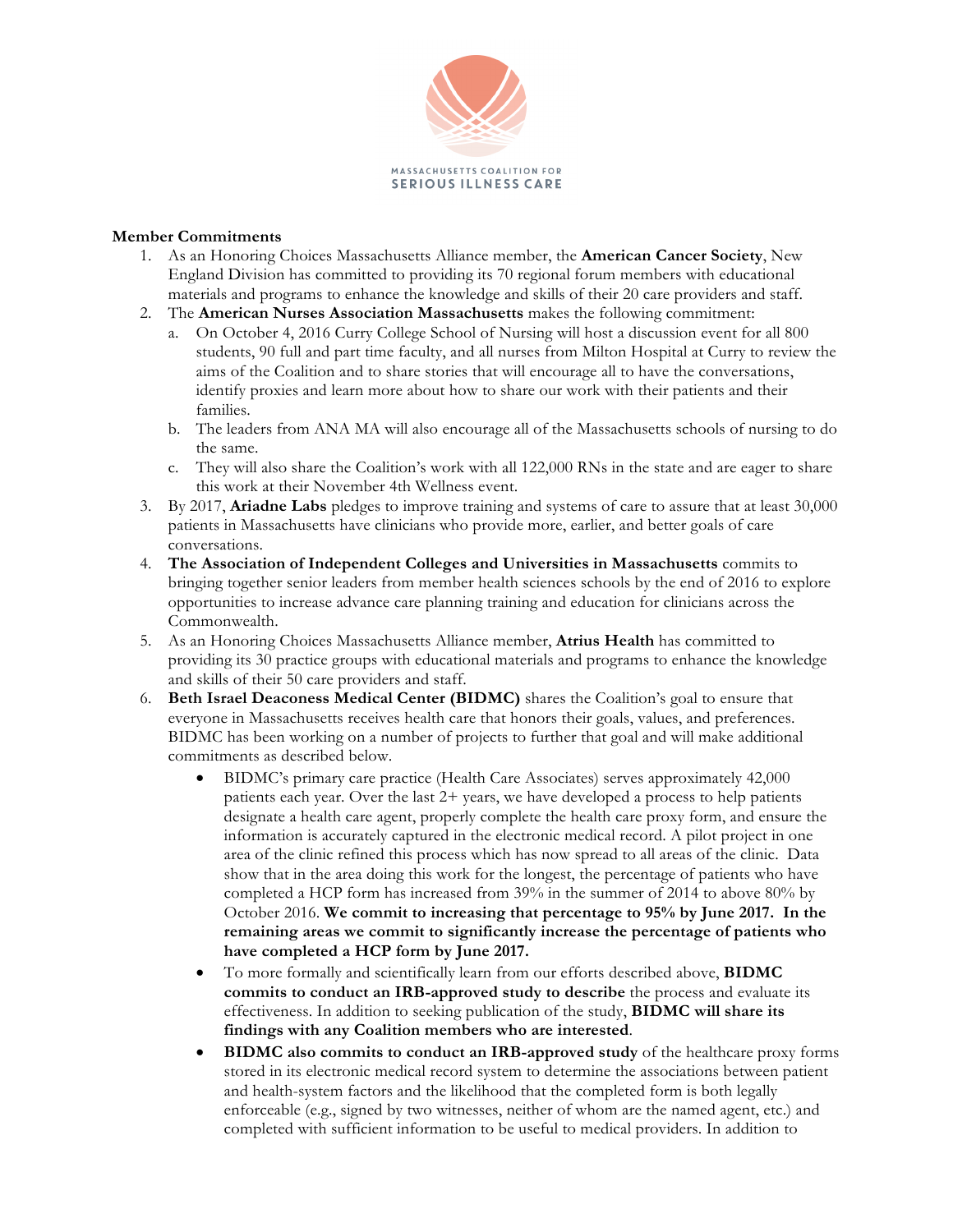MASSACHUSETTS COALITION FOR
SERIOUS ILLNESS CARE

**Member Commitments**

1. As an Honoring Choices Massachusetts Alliance member, the **American Cancer Society**, New England Division has committed to providing its 70 regional forum members with educational materials and programs to enhance the knowledge and skills of their 20 care providers and staff.
2. The **American Nurses Association Massachusetts** makes the following commitment:
   a. On October 4, 2016 Curry College School of Nursing will host a discussion event for all 800 students, 90 full and part time faculty, and all nurses from Milton Hospital at Curry to review the aims of the Coalition and to share stories that will encourage all to have the conversations, identify proxies and learn more about how to share our work with their patients and their families.
   b. The leaders from ANA MA will also encourage all of the Massachusetts schools of nursing to do the same.
   c. They will also share the Coalition's work with all 122,000 RNs in the state and are eager to share this work at their November 4th Wellness event.
3. By 2017, **Ariadne Labs** pledges to improve training and systems of care to assure that at least 30,000 patients in Massachusetts have clinicians who provide more, earlier, and better goals of care conversations.
4. **The Association of Independent Colleges and Universities in Massachusetts** commits to bringing together senior leaders from member health sciences schools by the end of 2016 to explore opportunities to increase advance care planning training and education for clinicians across the Commonwealth.
5. As an Honoring Choices Massachusetts Alliance member, **Atrius Health** has committed to providing its 30 practice groups with educational materials and programs to enhance the knowledge and skills of their 50 care providers and staff.
6. **Beth Israel Deaconess Medical Center (BIDMC)** shares the Coalition's goal to ensure that everyone in Massachusetts receives health care that honors their goals, values, and preferences. BIDMC has been working on a number of projects to further that goal and will make additional commitments as described below.
   - BIDMC's primary care practice (Health Care Associates) serves approximately 42,000 patients each year. Over the last 2+ years, we have developed a process to help patients designate a health care agent, properly complete the health care proxy form, and ensure the information is accurately captured in the electronic medical record. A pilot project in one area of the clinic refined this process which has now spread to all areas of the clinic. Data show that in the area doing this work for the longest, the percentage of patients who have completed a HCP form has increased from 39% in the summer of 2014 to above 80% by October 2016. **We commit to increasing that percentage to 95% by June 2017. In the remaining areas we commit to significantly increase the percentage of patients who have completed a HCP form by June 2017.**
   - To more formally and scientifically learn from our efforts described above, **BIDMC commits to conduct an IRB-approved study to describe** the process and evaluate its effectiveness. In addition to seeking publication of the study, **BIDMC will share its findings with any Coalition members who are interested**.
   - **BIDMC also commits to conduct an IRB-approved study** of the healthcare proxy forms stored in its electronic medical record system to determine the associations between patient and health-system factors and the likelihood that the completed form is both legally enforceable (e.g., signed by two witnesses, neither of whom are the named agent, etc.) and completed with sufficient information to be useful to medical providers. In addition to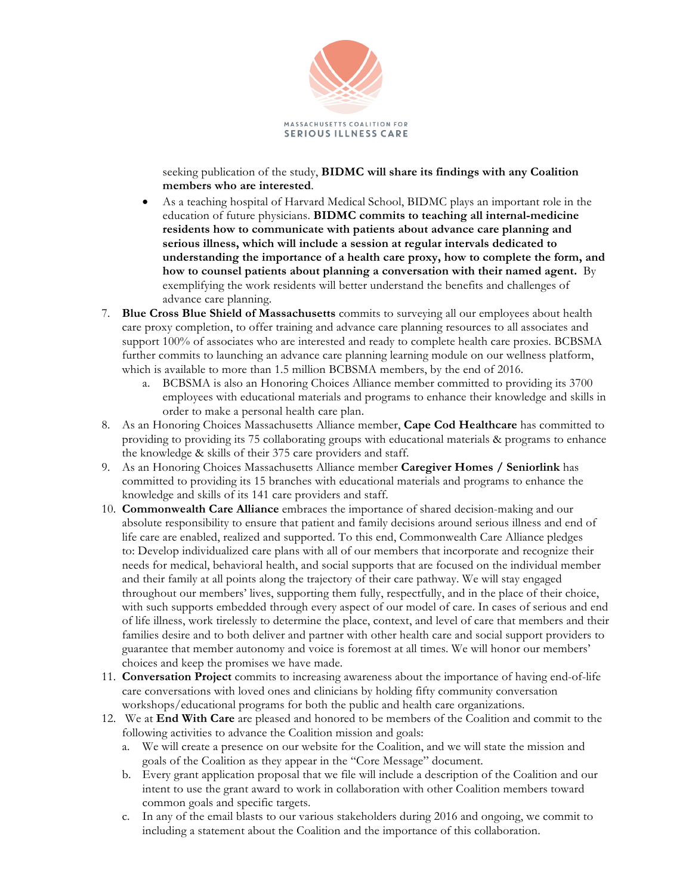seeking publication of the study, **BIDMC will share its findings with any Coalition members who are interested**.

- As a teaching hospital of Harvard Medical School, BIDMC plays an important role in the education of future physicians. **BIDMC commits to teaching all internal-medicine residents how to communicate with patients about advance care planning and serious illness, which will include a session at regular intervals dedicated to understanding the importance of a health care proxy, how to complete the form, and how to counsel patients about planning a conversation with their named agent.** By exemplifying the work residents will better understand the benefits and challenges of advance care planning.

7. **Blue Cross Blue Shield of Massachusetts** commits to surveying all our employees about health care proxy completion, to offer training and advance care planning resources to all associates and support 100% of associates who are interested and ready to complete health care proxies. BCBSMA further commits to launching an advance care planning learning module on our wellness platform, which is available to more than 1.5 million BCBSMA members, by the end of 2016.
   a. BCBSMA is also an Honoring Choices Alliance member committed to providing its 3700 employees with educational materials and programs to enhance their knowledge and skills in order to make a personal health care plan.
8. As an Honoring Choices Massachusetts Alliance member, **Cape Cod Healthcare** has committed to providing to providing its 75 collaborating groups with educational materials & programs to enhance the knowledge & skills of their 375 care providers and staff.
9. As an Honoring Choices Massachusetts Alliance member **Caregiver Homes / Seniorlink** has committed to providing its 15 branches with educational materials and programs to enhance the knowledge and skills of its 141 care providers and staff.
10. **Commonwealth Care Alliance** embraces the importance of shared decision-making and our absolute responsibility to ensure that patient and family decisions around serious illness and end of life care are enabled, realized and supported. To this end, Commonwealth Care Alliance pledges to: Develop individualized care plans with all of our members that incorporate and recognize their needs for medical, behavioral health, and social supports that are focused on the individual member and their family at all points along the trajectory of their care pathway. We will stay engaged throughout our members' lives, supporting them fully, respectfully, and in the place of their choice, with such supports embedded through every aspect of our model of care. In cases of serious and end of life illness, work tirelessly to determine the place, context, and level of care that members and their families desire and to both deliver and partner with other health care and social support providers to guarantee that member autonomy and voice is foremost at all times. We will honor our members' choices and keep the promises we have made.
11. **Conversation Project** commits to increasing awareness about the importance of having end-of-life care conversations with loved ones and clinicians by holding fifty community conversation workshops/educational programs for both the public and health care organizations.
12. We at **End With Care** are pleased and honored to be members of the Coalition and commit to the following activities to advance the Coalition mission and goals:
   a. We will create a presence on our website for the Coalition, and we will state the mission and goals of the Coalition as they appear in the "Core Message" document.
   b. Every grant application proposal that we file will include a description of the Coalition and our intent to use the grant award to work in collaboration with other Coalition members toward common goals and specific targets.
   c. In any of the email blasts to our various stakeholders during 2016 and ongoing, we commit to including a statement about the Coalition and the importance of this collaboration.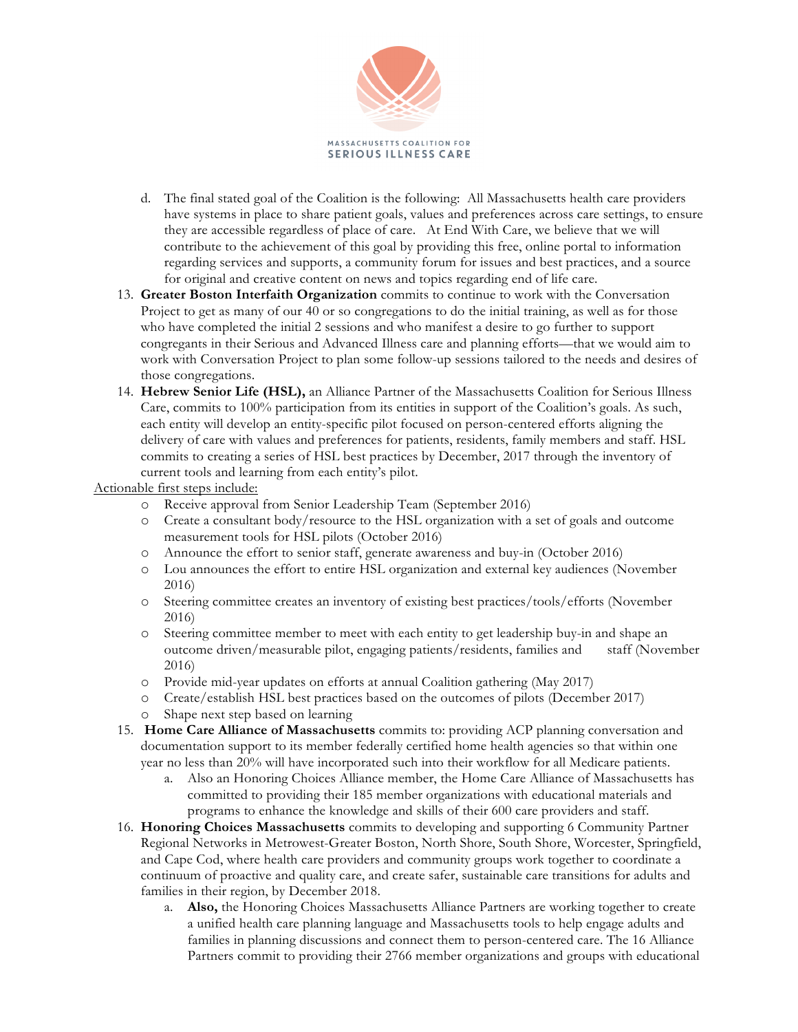d. The final stated goal of the Coalition is the following: All Massachusetts health care providers have systems in place to share patient goals, values and preferences across care settings, to ensure they are accessible regardless of place of care. At End With Care, we believe that we will contribute to the achievement of this goal by providing this free, online portal to information regarding services and supports, a community forum for issues and best practices, and a source for original and creative content on news and topics regarding end of life care.

13. **Greater Boston Interfaith Organization** commits to continue to work with the Conversation Project to get as many of our 40 or so congregations to do the initial training, as well as for those who have completed the initial 2 sessions and who manifest a desire to go further to support congregants in their Serious and Advanced Illness care and planning efforts—that we would aim to work with Conversation Project to plan some follow-up sessions tailored to the needs and desires of those congregations.
14. **Hebrew Senior Life (HSL),** an Alliance Partner of the Massachusetts Coalition for Serious Illness Care, commits to 100% participation from its entities in support of the Coalition's goals. As such, each entity will develop an entity-specific pilot focused on person-centered efforts aligning the delivery of care with values and preferences for patients, residents, family members and staff. HSL commits to creating a series of HSL best practices by December, 2017 through the inventory of current tools and learning from each entity's pilot.

Actionable first steps include:

- Receive approval from Senior Leadership Team (September 2016)
- Create a consultant body/resource to the HSL organization with a set of goals and outcome measurement tools for HSL pilots (October 2016)
- Announce the effort to senior staff, generate awareness and buy-in (October 2016)
- Lou announces the effort to entire HSL organization and external key audiences (November 2016)
- Steering committee creates an inventory of existing best practices/tools/efforts (November 2016)
- Steering committee member to meet with each entity to get leadership buy-in and shape an outcome driven/measurable pilot, engaging patients/residents, families and staff (November 2016)
- Provide mid-year updates on efforts at annual Coalition gathering (May 2017)
- Create/establish HSL best practices based on the outcomes of pilots (December 2017)
- Shape next step based on learning

15. **Home Care Alliance of Massachusetts** commits to: providing ACP planning conversation and documentation support to its member federally certified home health agencies so that within one year no less than 20% will have incorporated such into their workflow for all Medicare patients.
    a. Also an Honoring Choices Alliance member, the Home Care Alliance of Massachusetts has committed to providing their 185 member organizations with educational materials and programs to enhance the knowledge and skills of their 600 care providers and staff.
16. **Honoring Choices Massachusetts** commits to developing and supporting 6 Community Partner Regional Networks in Metrowest-Greater Boston, North Shore, South Shore, Worcester, Springfield, and Cape Cod, where health care providers and community groups work together to coordinate a continuum of proactive and quality care, and create safer, sustainable care transitions for adults and families in their region, by December 2018.
    a. **Also,** the Honoring Choices Massachusetts Alliance Partners are working together to create a unified health care planning language and Massachusetts tools to help engage adults and families in planning discussions and connect them to person-centered care. The 16 Alliance Partners commit to providing their 2766 member organizations and groups with educational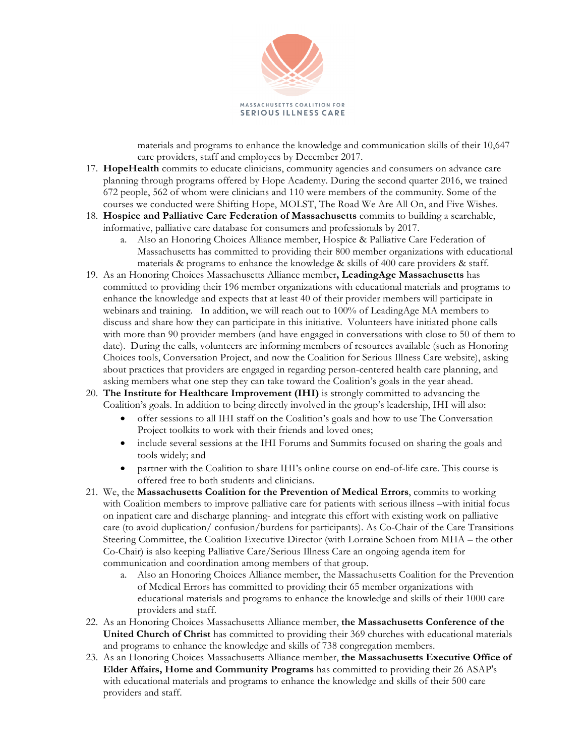materials and programs to enhance the knowledge and communication skills of their 10,647 care providers, staff and employees by December 2017.

17. **HopeHealth** commits to educate clinicians, community agencies and consumers on advance care planning through programs offered by Hope Academy. During the second quarter 2016, we trained 672 people, 562 of whom were clinicians and 110 were members of the community. Some of the courses we conducted were Shifting Hope, MOLST, The Road We Are All On, and Five Wishes.
18. **Hospice and Palliative Care Federation of Massachusetts** commits to building a searchable, informative, palliative care database for consumers and professionals by 2017.
    a. Also an Honoring Choices Alliance member, Hospice & Palliative Care Federation of Massachusetts has committed to providing their 800 member organizations with educational materials & programs to enhance the knowledge & skills of 400 care providers & staff.
19. As an Honoring Choices Massachusetts Alliance member**, LeadingAge Massachusetts** has committed to providing their 196 member organizations with educational materials and programs to enhance the knowledge and expects that at least 40 of their provider members will participate in webinars and training. In addition, we will reach out to 100% of LeadingAge MA members to discuss and share how they can participate in this initiative. Volunteers have initiated phone calls with more than 90 provider members (and have engaged in conversations with close to 50 of them to date). During the calls, volunteers are informing members of resources available (such as Honoring Choices tools, Conversation Project, and now the Coalition for Serious Illness Care website), asking about practices that providers are engaged in regarding person-centered health care planning, and asking members what one step they can take toward the Coalition's goals in the year ahead.
20. **The Institute for Healthcare Improvement (IHI)** is strongly committed to advancing the Coalition's goals. In addition to being directly involved in the group's leadership, IHI will also:
    - offer sessions to all IHI staff on the Coalition's goals and how to use The Conversation Project toolkits to work with their friends and loved ones;
    - include several sessions at the IHI Forums and Summits focused on sharing the goals and tools widely; and
    - partner with the Coalition to share IHI's online course on end-of-life care. This course is offered free to both students and clinicians.
21. We, the **Massachusetts Coalition for the Prevention of Medical Errors**, commits to working with Coalition members to improve palliative care for patients with serious illness –with initial focus on inpatient care and discharge planning- and integrate this effort with existing work on palliative care (to avoid duplication/ confusion/burdens for participants). As Co-Chair of the Care Transitions Steering Committee, the Coalition Executive Director (with Lorraine Schoen from MHA – the other Co-Chair) is also keeping Palliative Care/Serious Illness Care an ongoing agenda item for communication and coordination among members of that group.
    a. Also an Honoring Choices Alliance member, the Massachusetts Coalition for the Prevention of Medical Errors has committed to providing their 65 member organizations with educational materials and programs to enhance the knowledge and skills of their 1000 care providers and staff.
22. As an Honoring Choices Massachusetts Alliance member, **the Massachusetts Conference of the United Church of Christ** has committed to providing their 369 churches with educational materials and programs to enhance the knowledge and skills of 738 congregation members.
23. As an Honoring Choices Massachusetts Alliance member, **the Massachusetts Executive Office of Elder Affairs, Home and Community Programs** has committed to providing their 26 ASAP's with educational materials and programs to enhance the knowledge and skills of their 500 care providers and staff.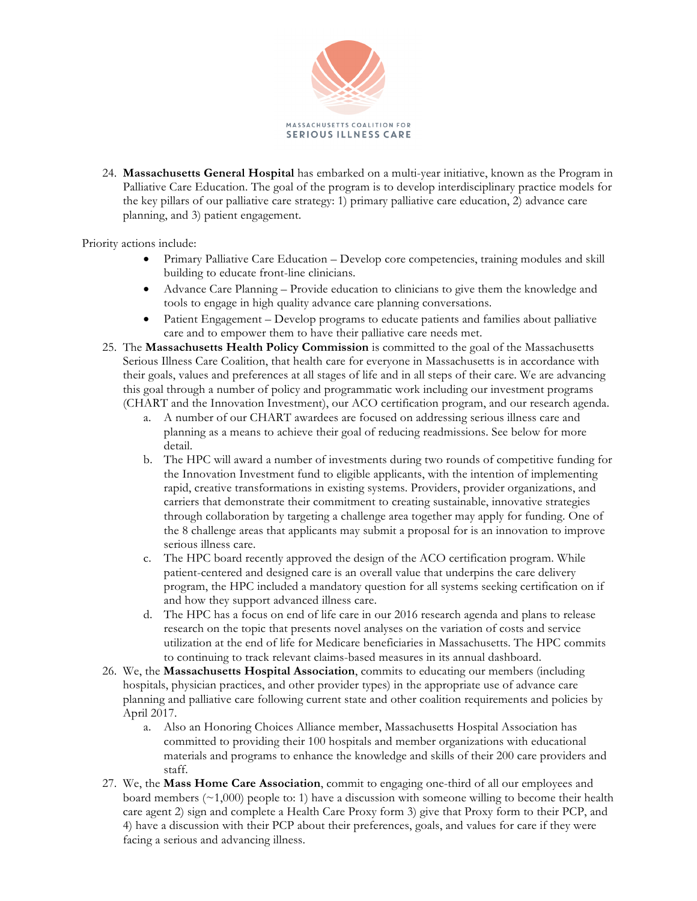24. **Massachusetts General Hospital** has embarked on a multi-year initiative, known as the Program in Palliative Care Education. The goal of the program is to develop interdisciplinary practice models for the key pillars of our palliative care strategy: 1) primary palliative care education, 2) advance care planning, and 3) patient engagement.

Priority actions include:

- Primary Palliative Care Education – Develop core competencies, training modules and skill building to educate front-line clinicians.
- Advance Care Planning – Provide education to clinicians to give them the knowledge and tools to engage in high quality advance care planning conversations.
- Patient Engagement – Develop programs to educate patients and families about palliative care and to empower them to have their palliative care needs met.

25. The **Massachusetts Health Policy Commission** is committed to the goal of the Massachusetts Serious Illness Care Coalition, that health care for everyone in Massachusetts is in accordance with their goals, values and preferences at all stages of life and in all steps of their care. We are advancing this goal through a number of policy and programmatic work including our investment programs (CHART and the Innovation Investment), our ACO certification program, and our research agenda.
    a. A number of our CHART awardees are focused on addressing serious illness care and planning as a means to achieve their goal of reducing readmissions. See below for more detail.
    b. The HPC will award a number of investments during two rounds of competitive funding for the Innovation Investment fund to eligible applicants, with the intention of implementing rapid, creative transformations in existing systems. Providers, provider organizations, and carriers that demonstrate their commitment to creating sustainable, innovative strategies through collaboration by targeting a challenge area together may apply for funding. One of the 8 challenge areas that applicants may submit a proposal for is an innovation to improve serious illness care.
    c. The HPC board recently approved the design of the ACO certification program. While patient-centered and designed care is an overall value that underpins the care delivery program, the HPC included a mandatory question for all systems seeking certification on if and how they support advanced illness care.
    d. The HPC has a focus on end of life care in our 2016 research agenda and plans to release research on the topic that presents novel analyses on the variation of costs and service utilization at the end of life for Medicare beneficiaries in Massachusetts. The HPC commits to continuing to track relevant claims-based measures in its annual dashboard.
26. We, the **Massachusetts Hospital Association**, commits to educating our members (including hospitals, physician practices, and other provider types) in the appropriate use of advance care planning and palliative care following current state and other coalition requirements and policies by April 2017.
    a. Also an Honoring Choices Alliance member, Massachusetts Hospital Association has committed to providing their 100 hospitals and member organizations with educational materials and programs to enhance the knowledge and skills of their 200 care providers and staff.
27. We, the **Mass Home Care Association**, commit to engaging one-third of all our employees and board members (~1,000) people to: 1) have a discussion with someone willing to become their health care agent 2) sign and complete a Health Care Proxy form 3) give that Proxy form to their PCP, and 4) have a discussion with their PCP about their preferences, goals, and values for care if they were facing a serious and advancing illness.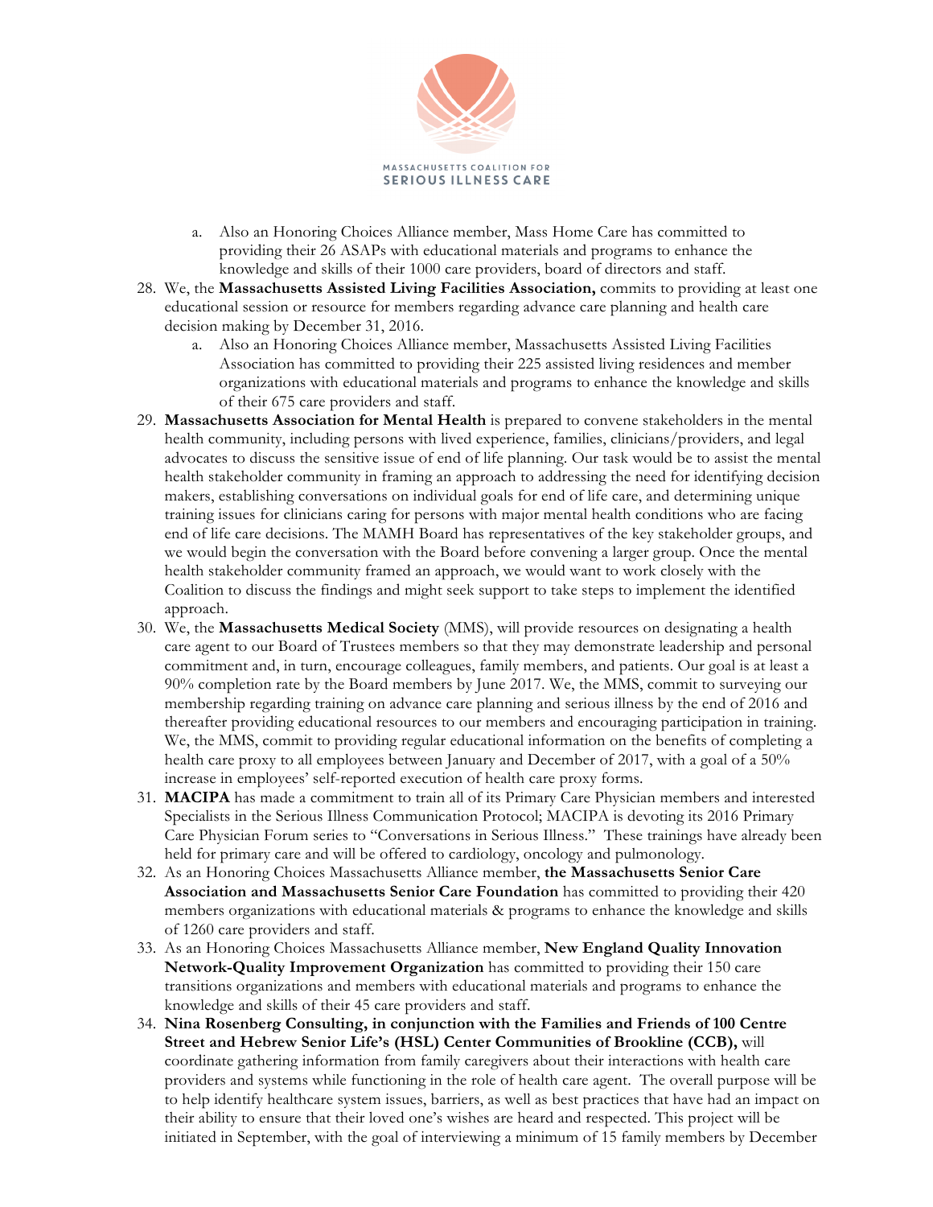a. Also an Honoring Choices Alliance member, Mass Home Care has committed to providing their 26 ASAPs with educational materials and programs to enhance the knowledge and skills of their 1000 care providers, board of directors and staff.

28. We, the **Massachusetts Assisted Living Facilities Association,** commits to providing at least one educational session or resource for members regarding advance care planning and health care decision making by December 31, 2016.
    a. Also an Honoring Choices Alliance member, Massachusetts Assisted Living Facilities Association has committed to providing their 225 assisted living residences and member organizations with educational materials and programs to enhance the knowledge and skills of their 675 care providers and staff.
29. **Massachusetts Association for Mental Health** is prepared to convene stakeholders in the mental health community, including persons with lived experience, families, clinicians/providers, and legal advocates to discuss the sensitive issue of end of life planning. Our task would be to assist the mental health stakeholder community in framing an approach to addressing the need for identifying decision makers, establishing conversations on individual goals for end of life care, and determining unique training issues for clinicians caring for persons with major mental health conditions who are facing end of life care decisions. The MAMH Board has representatives of the key stakeholder groups, and we would begin the conversation with the Board before convening a larger group. Once the mental health stakeholder community framed an approach, we would want to work closely with the Coalition to discuss the findings and might seek support to take steps to implement the identified approach.
30. We, the **Massachusetts Medical Society** (MMS), will provide resources on designating a health care agent to our Board of Trustees members so that they may demonstrate leadership and personal commitment and, in turn, encourage colleagues, family members, and patients. Our goal is at least a 90% completion rate by the Board members by June 2017. We, the MMS, commit to surveying our membership regarding training on advance care planning and serious illness by the end of 2016 and thereafter providing educational resources to our members and encouraging participation in training. We, the MMS, commit to providing regular educational information on the benefits of completing a health care proxy to all employees between January and December of 2017, with a goal of a 50% increase in employees' self-reported execution of health care proxy forms.
31. **MACIPA** has made a commitment to train all of its Primary Care Physician members and interested Specialists in the Serious Illness Communication Protocol; MACIPA is devoting its 2016 Primary Care Physician Forum series to "Conversations in Serious Illness." These trainings have already been held for primary care and will be offered to cardiology, oncology and pulmonology.
32. As an Honoring Choices Massachusetts Alliance member, **the Massachusetts Senior Care Association and Massachusetts Senior Care Foundation** has committed to providing their 420 members organizations with educational materials & programs to enhance the knowledge and skills of 1260 care providers and staff.
33. As an Honoring Choices Massachusetts Alliance member, **New England Quality Innovation Network-Quality Improvement Organization** has committed to providing their 150 care transitions organizations and members with educational materials and programs to enhance the knowledge and skills of their 45 care providers and staff.
34. **Nina Rosenberg Consulting, in conjunction with the Families and Friends of 100 Centre Street and Hebrew Senior Life's (HSL) Center Communities of Brookline (CCB),** will coordinate gathering information from family caregivers about their interactions with health care providers and systems while functioning in the role of health care agent. The overall purpose will be to help identify healthcare system issues, barriers, as well as best practices that have had an impact on their ability to ensure that their loved one's wishes are heard and respected. This project will be initiated in September, with the goal of interviewing a minimum of 15 family members by December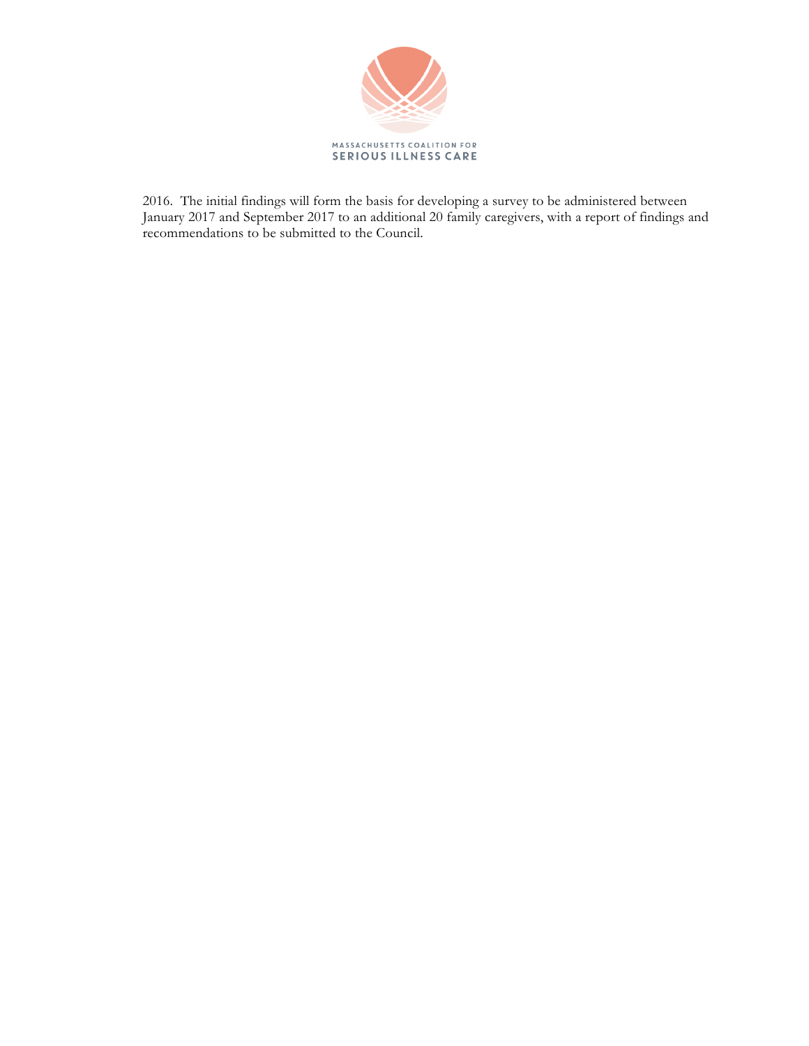2016. The initial findings will form the basis for developing a survey to be administered between January 2017 and September 2017 to an additional 20 family caregivers, with a report of findings and recommendations to be submitted to the Council.